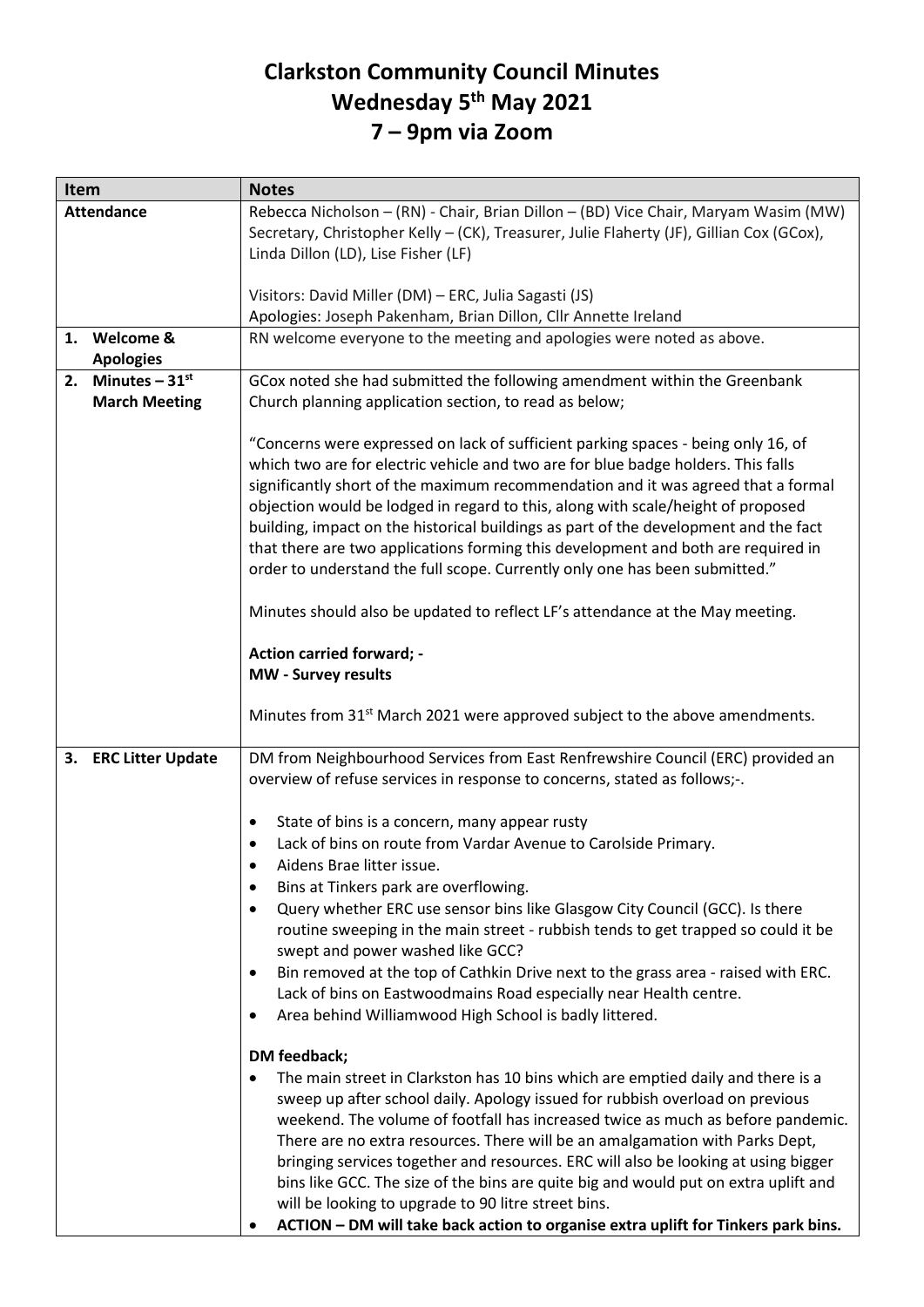# Clarkston Community Council Minutes
# Wednesday 5th May 2021
# 7 – 9pm via Zoom

| Item | Notes |
|---|---|
| **Attendance** | Rebecca Nicholson – (RN) - Chair, Brian Dillon – (BD) Vice Chair, Maryam Wasim (MW) Secretary, Christopher Kelly – (CK), Treasurer, Julie Flaherty (JF), Gillian Cox (GCox), Linda Dillon (LD), Lise Fisher (LF)<br><br>Visitors: David Miller (DM) – ERC, Julia Sagasti (JS)<br>Apologies: Joseph Pakenham, Brian Dillon, Cllr Annette Ireland |
| **1. Welcome & Apologies** | RN welcome everyone to the meeting and apologies were noted as above. |
| **2. Minutes – 31st March Meeting** | GCox noted she had submitted the following amendment within the Greenbank Church planning application section, to read as below;<br><br>"Concerns were expressed on lack of sufficient parking spaces - being only 16, of which two are for electric vehicle and two are for blue badge holders. This falls significantly short of the maximum recommendation and it was agreed that a formal objection would be lodged in regard to this, along with scale/height of proposed building, impact on the historical buildings as part of the development and the fact that there are two applications forming this development and both are required in order to understand the full scope. Currently only one has been submitted."<br><br>Minutes should also be updated to reflect LF's attendance at the May meeting.<br><br>**Action carried forward; -**<br>**MW - Survey results**<br><br>Minutes from 31st March 2021 were approved subject to the above amendments. |
| **3. ERC Litter Update** | DM from Neighbourhood Services from East Renfrewshire Council (ERC) provided an overview of refuse services in response to concerns, stated as follows;-.<br><br>• State of bins is a concern, many appear rusty<br>• Lack of bins on route from Vardar Avenue to Carolside Primary.<br>• Aidens Brae litter issue.<br>• Bins at Tinkers park are overflowing.<br>• Query whether ERC use sensor bins like Glasgow City Council (GCC). Is there routine sweeping in the main street - rubbish tends to get trapped so could it be swept and power washed like GCC?<br>• Bin removed at the top of Cathkin Drive next to the grass area - raised with ERC. Lack of bins on Eastwoodmains Road especially near Health centre.<br>• Area behind Williamwood High School is badly littered.<br><br>**DM feedback;**<br>• The main street in Clarkston has 10 bins which are emptied daily and there is a sweep up after school daily. Apology issued for rubbish overload on previous weekend. The volume of footfall has increased twice as much as before pandemic. There are no extra resources. There will be an amalgamation with Parks Dept, bringing services together and resources. ERC will also be looking at using bigger bins like GCC. The size of the bins are quite big and would put on extra uplift and will be looking to upgrade to 90 litre street bins.<br>• **ACTION – DM will take back action to organise extra uplift for Tinkers park bins.** |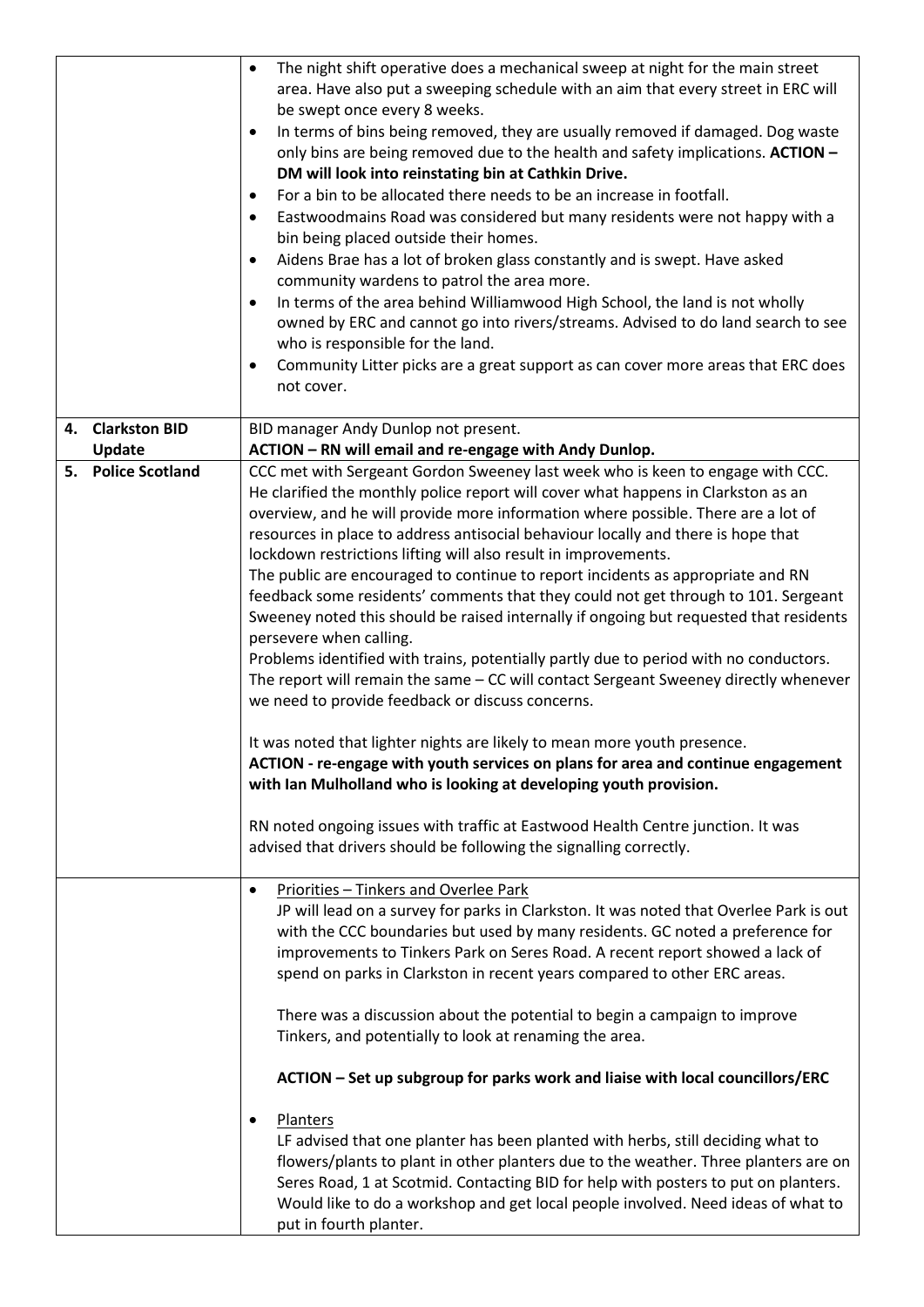| | |
|---|---|
| | • The night shift operative does a mechanical sweep at night for the main street area. Have also put a sweeping schedule with an aim that every street in ERC will be swept once every 8 weeks.<br>• In terms of bins being removed, they are usually removed if damaged. Dog waste only bins are being removed due to the health and safety implications. **ACTION – DM will look into reinstating bin at Cathkin Drive.**<br>• For a bin to be allocated there needs to be an increase in footfall.<br>• Eastwoodmains Road was considered but many residents were not happy with a bin being placed outside their homes.<br>• Aidens Brae has a lot of broken glass constantly and is swept. Have asked community wardens to patrol the area more.<br>• In terms of the area behind Williamwood High School, the land is not wholly owned by ERC and cannot go into rivers/streams. Advised to do land search to see who is responsible for the land.<br>• Community Litter picks are a great support as can cover more areas that ERC does not cover. |
| **4. Clarkston BID Update** | BID manager Andy Dunlop not present.<br>**ACTION – RN will email and re-engage with Andy Dunlop.** |
| **5. Police Scotland** | CCC met with Sergeant Gordon Sweeney last week who is keen to engage with CCC. He clarified the monthly police report will cover what happens in Clarkston as an overview, and he will provide more information where possible. There are a lot of resources in place to address antisocial behaviour locally and there is hope that lockdown restrictions lifting will also result in improvements.<br>The public are encouraged to continue to report incidents as appropriate and RN feedback some residents' comments that they could not get through to 101. Sergeant Sweeney noted this should be raised internally if ongoing but requested that residents persevere when calling.<br>Problems identified with trains, potentially partly due to period with no conductors. The report will remain the same – CC will contact Sergeant Sweeney directly whenever we need to provide feedback or discuss concerns.<br><br>It was noted that lighter nights are likely to mean more youth presence.<br>**ACTION - re-engage with youth services on plans for area and continue engagement with Ian Mulholland who is looking at developing youth provision.**<br><br>RN noted ongoing issues with traffic at Eastwood Health Centre junction. It was advised that drivers should be following the signalling correctly. |
| | • Priorities – Tinkers and Overlee Park<br>JP will lead on a survey for parks in Clarkston. It was noted that Overlee Park is out with the CCC boundaries but used by many residents. GC noted a preference for improvements to Tinkers Park on Seres Road. A recent report showed a lack of spend on parks in Clarkston in recent years compared to other ERC areas.<br><br>There was a discussion about the potential to begin a campaign to improve Tinkers, and potentially to look at renaming the area.<br><br>**ACTION – Set up subgroup for parks work and liaise with local councillors/ERC**<br><br>• Planters<br>LF advised that one planter has been planted with herbs, still deciding what to flowers/plants to plant in other planters due to the weather. Three planters are on Seres Road, 1 at Scotmid. Contacting BID for help with posters to put on planters. Would like to do a workshop and get local people involved. Need ideas of what to put in fourth planter. |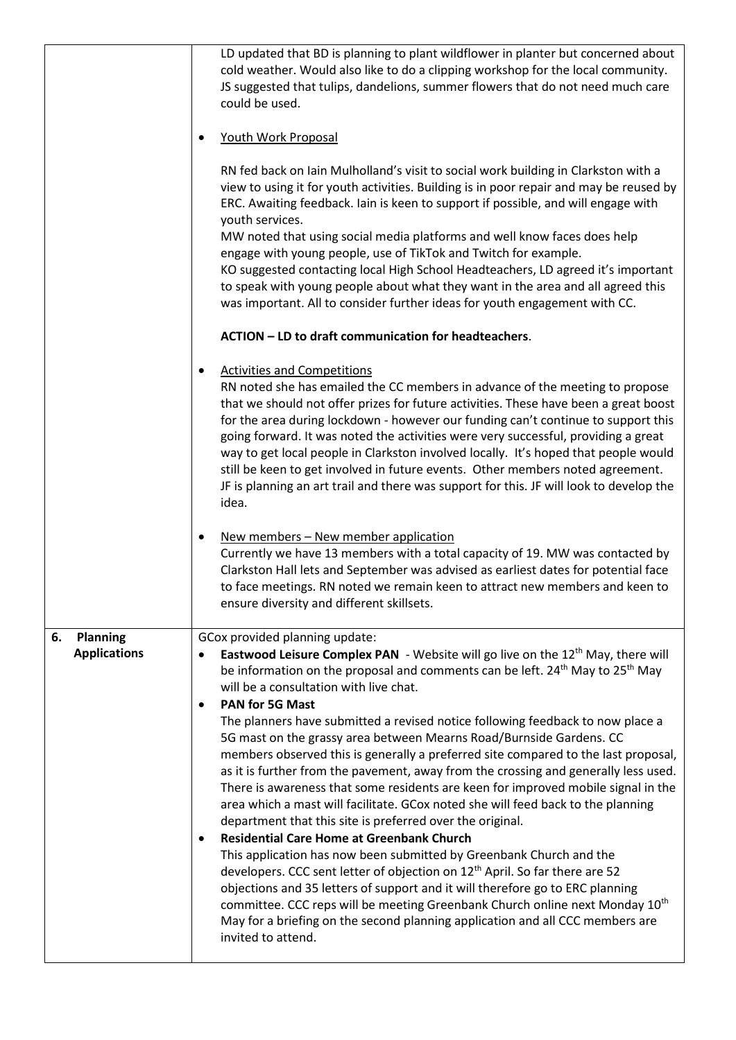| | |
|---|---|
| | LD updated that BD is planning to plant wildflower in planter but concerned about cold weather. Would also like to do a clipping workshop for the local community. JS suggested that tulips, dandelions, summer flowers that do not need much care could be used.<br><br>• <u>Youth Work Proposal</u><br><br>RN fed back on Iain Mulholland's visit to social work building in Clarkston with a view to using it for youth activities. Building is in poor repair and may be reused by ERC. Awaiting feedback. Iain is keen to support if possible, and will engage with youth services.<br>MW noted that using social media platforms and well know faces does help engage with young people, use of TikTok and Twitch for example.<br>KO suggested contacting local High School Headteachers, LD agreed it's important to speak with young people about what they want in the area and all agreed this was important. All to consider further ideas for youth engagement with CC.<br><br>**ACTION – LD to draft communication for headteachers**.<br><br>• <u>Activities and Competitions</u><br>RN noted she has emailed the CC members in advance of the meeting to propose that we should not offer prizes for future activities. These have been a great boost for the area during lockdown - however our funding can't continue to support this going forward. It was noted the activities were very successful, providing a great way to get local people in Clarkston involved locally. It's hoped that people would still be keen to get involved in future events. Other members noted agreement. JF is planning an art trail and there was support for this. JF will look to develop the idea.<br><br>• <u>New members – New member application</u><br>Currently we have 13 members with a total capacity of 19. MW was contacted by Clarkston Hall lets and September was advised as earliest dates for potential face to face meetings. RN noted we remain keen to attract new members and keen to ensure diversity and different skillsets. |
| **6. Planning Applications** | GCox provided planning update:<br>• **Eastwood Leisure Complex PAN** - Website will go live on the 12th May, there will be information on the proposal and comments can be left. 24th May to 25th May will be a consultation with live chat.<br>• **PAN for 5G Mast**<br>The planners have submitted a revised notice following feedback to now place a 5G mast on the grassy area between Mearns Road/Burnside Gardens. CC members observed this is generally a preferred site compared to the last proposal, as it is further from the pavement, away from the crossing and generally less used. There is awareness that some residents are keen for improved mobile signal in the area which a mast will facilitate. GCox noted she will feed back to the planning department that this site is preferred over the original.<br>• **Residential Care Home at Greenbank Church**<br>This application has now been submitted by Greenbank Church and the developers. CCC sent letter of objection on 12th April. So far there are 52 objections and 35 letters of support and it will therefore go to ERC planning committee. CCC reps will be meeting Greenbank Church online next Monday 10th May for a briefing on the second planning application and all CCC members are invited to attend. |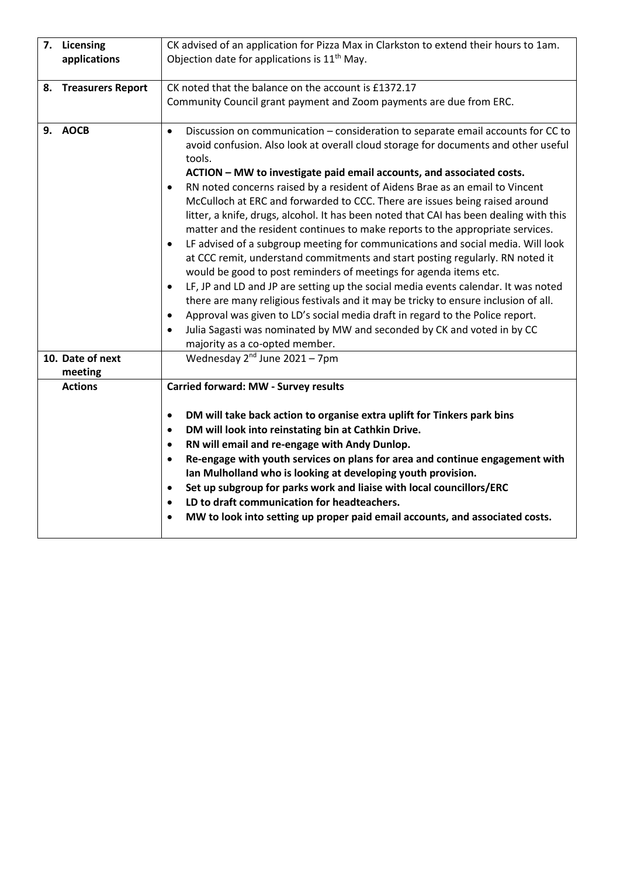| | |
|---|---|
| **7. Licensing applications** | CK advised of an application for Pizza Max in Clarkston to extend their hours to 1am. Objection date for applications is 11th May. |
| **8. Treasurers Report** | CK noted that the balance on the account is £1372.17<br>Community Council grant payment and Zoom payments are due from ERC. |
| **9. AOCB** | • Discussion on communication – consideration to separate email accounts for CC to avoid confusion. Also look at overall cloud storage for documents and other useful tools.<br>**ACTION – MW to investigate paid email accounts, and associated costs.**<br>• RN noted concerns raised by a resident of Aidens Brae as an email to Vincent McCulloch at ERC and forwarded to CCC. There are issues being raised around litter, a knife, drugs, alcohol. It has been noted that CAI has been dealing with this matter and the resident continues to make reports to the appropriate services.<br>• LF advised of a subgroup meeting for communications and social media. Will look at CCC remit, understand commitments and start posting regularly. RN noted it would be good to post reminders of meetings for agenda items etc.<br>• LF, JP and LD and JP are setting up the social media events calendar. It was noted there are many religious festivals and it may be tricky to ensure inclusion of all.<br>• Approval was given to LD's social media draft in regard to the Police report.<br>• Julia Sagasti was nominated by MW and seconded by CK and voted in by CC majority as a co-opted member. |
| **10. Date of next meeting** | Wednesday 2nd June 2021 – 7pm |
| **Actions** | **Carried forward: MW - Survey results**<br>• **DM will take back action to organise extra uplift for Tinkers park bins**<br>• **DM will look into reinstating bin at Cathkin Drive.**<br>• **RN will email and re-engage with Andy Dunlop.**<br>• **Re-engage with youth services on plans for area and continue engagement with Ian Mulholland who is looking at developing youth provision.**<br>• **Set up subgroup for parks work and liaise with local councillors/ERC**<br>• **LD to draft communication for headteachers.**<br>• **MW to look into setting up proper paid email accounts, and associated costs.** |